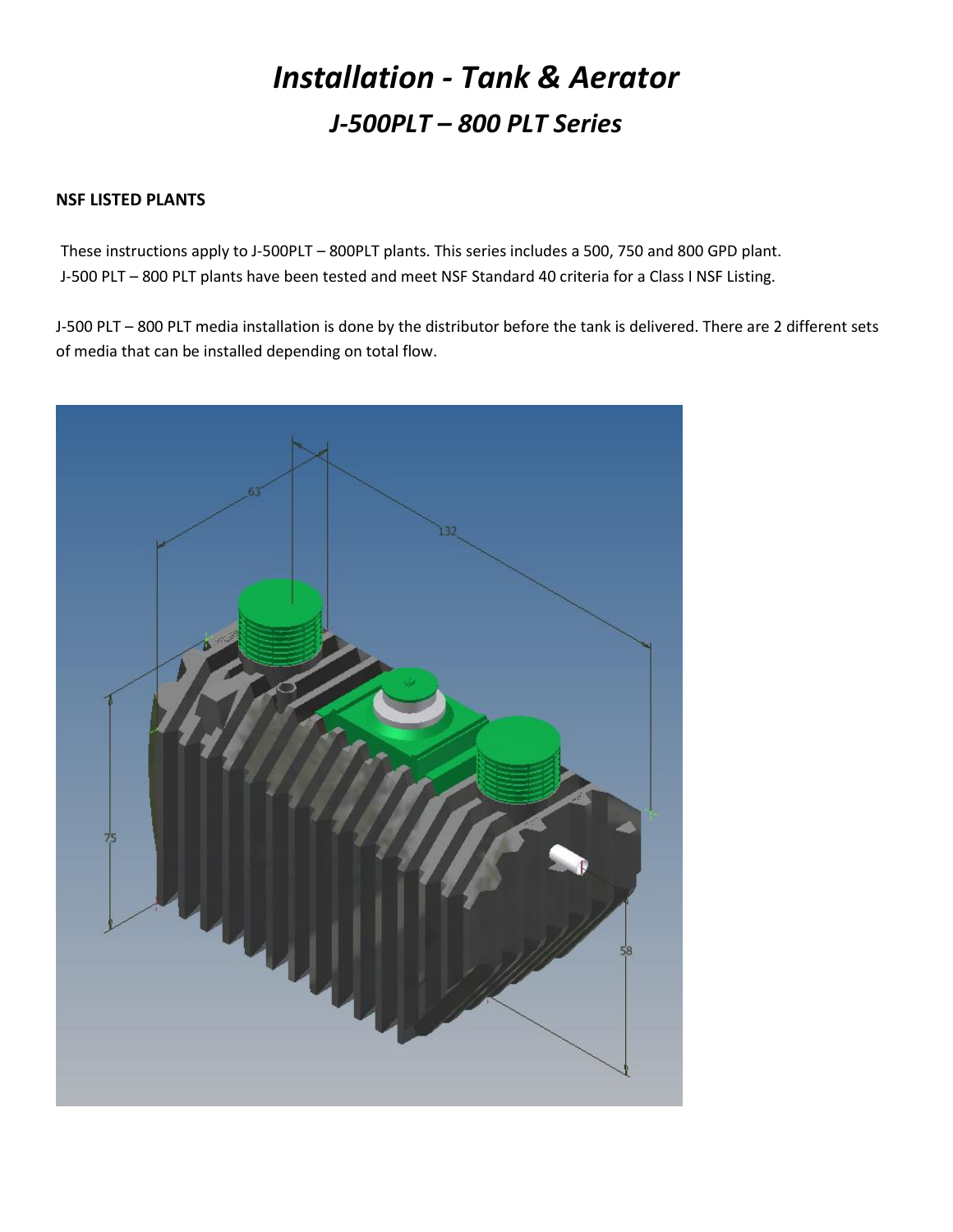# *Installation - Tank & Aerator*

## *J-500PLT – 800 PLT Series*

**NSF LISTED PLANTS**

These instructions apply to J-500PLT – 800PLT plants. This series includes a 500, 750 and 800 GPD plant. J-500 PLT – 800 PLT plants have been tested and meet NSF Standard 40 criteria for a Class I NSF Listing.

J-500 PLT – 800 PLT media installation is done by the distributor before the tank is delivered. There are 2 different sets of media that can be installed depending on total flow.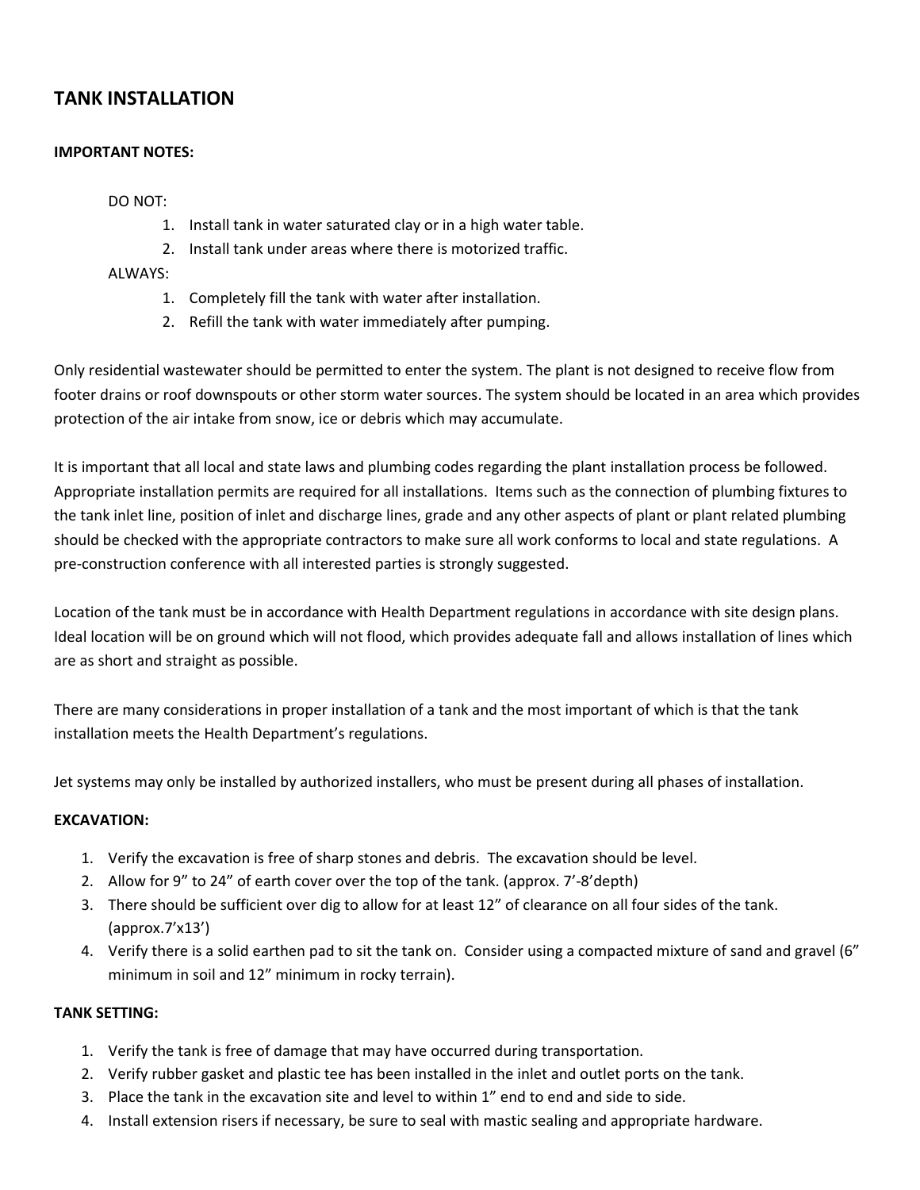## TANK INSTALLATION

**IMPORTANT NOTES:**

DO NOT:

1. Install tank in water saturated clay or in a high water table.
2. Install tank under areas where there is motorized traffic.

ALWAYS:

1. Completely fill the tank with water after installation.
2. Refill the tank with water immediately after pumping.

Only residential wastewater should be permitted to enter the system. The plant is not designed to receive flow from footer drains or roof downspouts or other storm water sources. The system should be located in an area which provides protection of the air intake from snow, ice or debris which may accumulate.

It is important that all local and state laws and plumbing codes regarding the plant installation process be followed. Appropriate installation permits are required for all installations. Items such as the connection of plumbing fixtures to the tank inlet line, position of inlet and discharge lines, grade and any other aspects of plant or plant related plumbing should be checked with the appropriate contractors to make sure all work conforms to local and state regulations. A pre-construction conference with all interested parties is strongly suggested.

Location of the tank must be in accordance with Health Department regulations in accordance with site design plans. Ideal location will be on ground which will not flood, which provides adequate fall and allows installation of lines which are as short and straight as possible.

There are many considerations in proper installation of a tank and the most important of which is that the tank installation meets the Health Department's regulations.

Jet systems may only be installed by authorized installers, who must be present during all phases of installation.

**EXCAVATION:**

1. Verify the excavation is free of sharp stones and debris. The excavation should be level.
2. Allow for 9" to 24" of earth cover over the top of the tank. (approx. 7'-8'depth)
3. There should be sufficient over dig to allow for at least 12" of clearance on all four sides of the tank. (approx.7'x13')
4. Verify there is a solid earthen pad to sit the tank on. Consider using a compacted mixture of sand and gravel (6" minimum in soil and 12" minimum in rocky terrain).

**TANK SETTING:**

1. Verify the tank is free of damage that may have occurred during transportation.
2. Verify rubber gasket and plastic tee has been installed in the inlet and outlet ports on the tank.
3. Place the tank in the excavation site and level to within 1" end to end and side to side.
4. Install extension risers if necessary, be sure to seal with mastic sealing and appropriate hardware.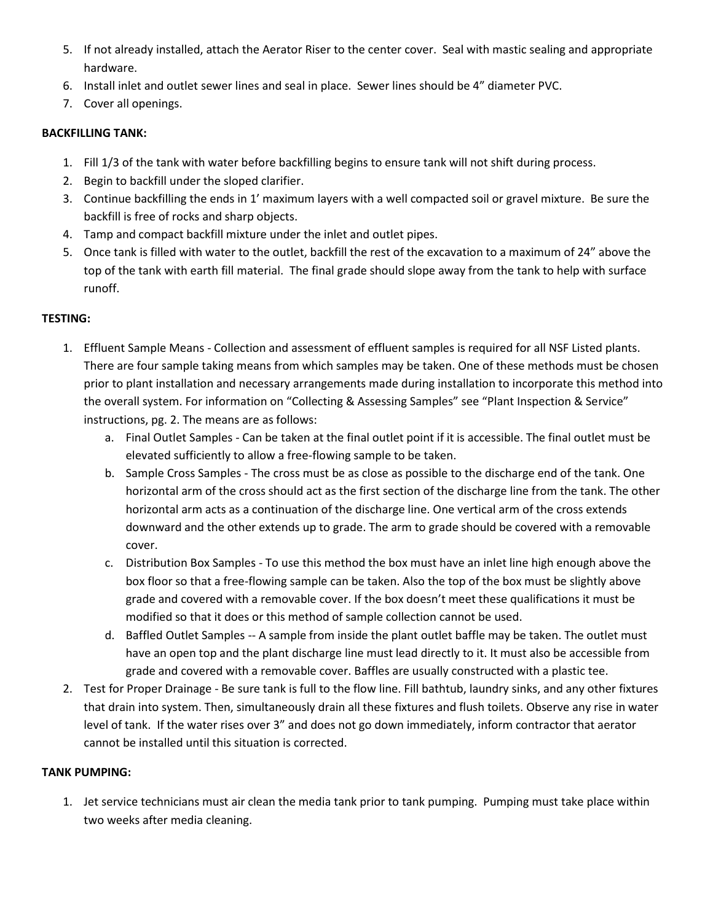5. If not already installed, attach the Aerator Riser to the center cover. Seal with mastic sealing and appropriate hardware.
6. Install inlet and outlet sewer lines and seal in place. Sewer lines should be 4" diameter PVC.
7. Cover all openings.

**BACKFILLING TANK:**

1. Fill 1/3 of the tank with water before backfilling begins to ensure tank will not shift during process.
2. Begin to backfill under the sloped clarifier.
3. Continue backfilling the ends in 1' maximum layers with a well compacted soil or gravel mixture. Be sure the backfill is free of rocks and sharp objects.
4. Tamp and compact backfill mixture under the inlet and outlet pipes.
5. Once tank is filled with water to the outlet, backfill the rest of the excavation to a maximum of 24" above the top of the tank with earth fill material. The final grade should slope away from the tank to help with surface runoff.

**TESTING:**

1. Effluent Sample Means - Collection and assessment of effluent samples is required for all NSF Listed plants. There are four sample taking means from which samples may be taken. One of these methods must be chosen prior to plant installation and necessary arrangements made during installation to incorporate this method into the overall system. For information on "Collecting & Assessing Samples" see "Plant Inspection & Service" instructions, pg. 2. The means are as follows:
   a. Final Outlet Samples - Can be taken at the final outlet point if it is accessible. The final outlet must be elevated sufficiently to allow a free-flowing sample to be taken.
   b. Sample Cross Samples - The cross must be as close as possible to the discharge end of the tank. One horizontal arm of the cross should act as the first section of the discharge line from the tank. The other horizontal arm acts as a continuation of the discharge line. One vertical arm of the cross extends downward and the other extends up to grade. The arm to grade should be covered with a removable cover.
   c. Distribution Box Samples - To use this method the box must have an inlet line high enough above the box floor so that a free-flowing sample can be taken. Also the top of the box must be slightly above grade and covered with a removable cover. If the box doesn't meet these qualifications it must be modified so that it does or this method of sample collection cannot be used.
   d. Baffled Outlet Samples -- A sample from inside the plant outlet baffle may be taken. The outlet must have an open top and the plant discharge line must lead directly to it. It must also be accessible from grade and covered with a removable cover. Baffles are usually constructed with a plastic tee.
2. Test for Proper Drainage - Be sure tank is full to the flow line. Fill bathtub, laundry sinks, and any other fixtures that drain into system. Then, simultaneously drain all these fixtures and flush toilets. Observe any rise in water level of tank. If the water rises over 3" and does not go down immediately, inform contractor that aerator cannot be installed until this situation is corrected.

**TANK PUMPING:**

1. Jet service technicians must air clean the media tank prior to tank pumping. Pumping must take place within two weeks after media cleaning.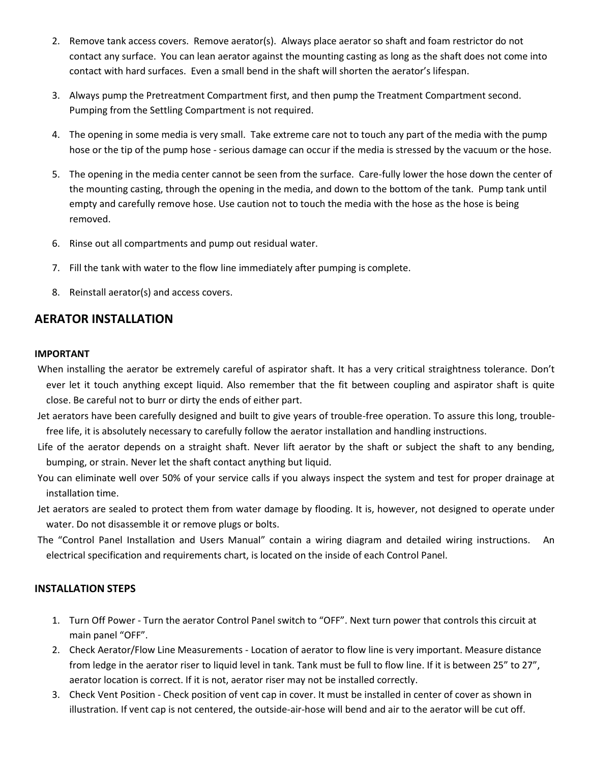2. Remove tank access covers. Remove aerator(s). Always place aerator so shaft and foam restrictor do not contact any surface. You can lean aerator against the mounting casting as long as the shaft does not come into contact with hard surfaces. Even a small bend in the shaft will shorten the aerator's lifespan.
3. Always pump the Pretreatment Compartment first, and then pump the Treatment Compartment second. Pumping from the Settling Compartment is not required.
4. The opening in some media is very small. Take extreme care not to touch any part of the media with the pump hose or the tip of the pump hose - serious damage can occur if the media is stressed by the vacuum or the hose.
5. The opening in the media center cannot be seen from the surface. Care-fully lower the hose down the center of the mounting casting, through the opening in the media, and down to the bottom of the tank. Pump tank until empty and carefully remove hose. Use caution not to touch the media with the hose as the hose is being removed.
6. Rinse out all compartments and pump out residual water.
7. Fill the tank with water to the flow line immediately after pumping is complete.
8. Reinstall aerator(s) and access covers.

## AERATOR INSTALLATION

**IMPORTANT**

When installing the aerator be extremely careful of aspirator shaft. It has a very critical straightness tolerance. Don't ever let it touch anything except liquid. Also remember that the fit between coupling and aspirator shaft is quite close. Be careful not to burr or dirty the ends of either part.

Jet aerators have been carefully designed and built to give years of trouble-free operation. To assure this long, trouble-free life, it is absolutely necessary to carefully follow the aerator installation and handling instructions.

Life of the aerator depends on a straight shaft. Never lift aerator by the shaft or subject the shaft to any bending, bumping, or strain. Never let the shaft contact anything but liquid.

You can eliminate well over 50% of your service calls if you always inspect the system and test for proper drainage at installation time.

Jet aerators are sealed to protect them from water damage by flooding. It is, however, not designed to operate under water. Do not disassemble it or remove plugs or bolts.

The "Control Panel Installation and Users Manual" contain a wiring diagram and detailed wiring instructions. An electrical specification and requirements chart, is located on the inside of each Control Panel.

**INSTALLATION STEPS**

1. Turn Off Power - Turn the aerator Control Panel switch to "OFF". Next turn power that controls this circuit at main panel "OFF".
2. Check Aerator/Flow Line Measurements - Location of aerator to flow line is very important. Measure distance from ledge in the aerator riser to liquid level in tank. Tank must be full to flow line. If it is between 25" to 27", aerator location is correct. If it is not, aerator riser may not be installed correctly.
3. Check Vent Position - Check position of vent cap in cover. It must be installed in center of cover as shown in illustration. If vent cap is not centered, the outside-air-hose will bend and air to the aerator will be cut off.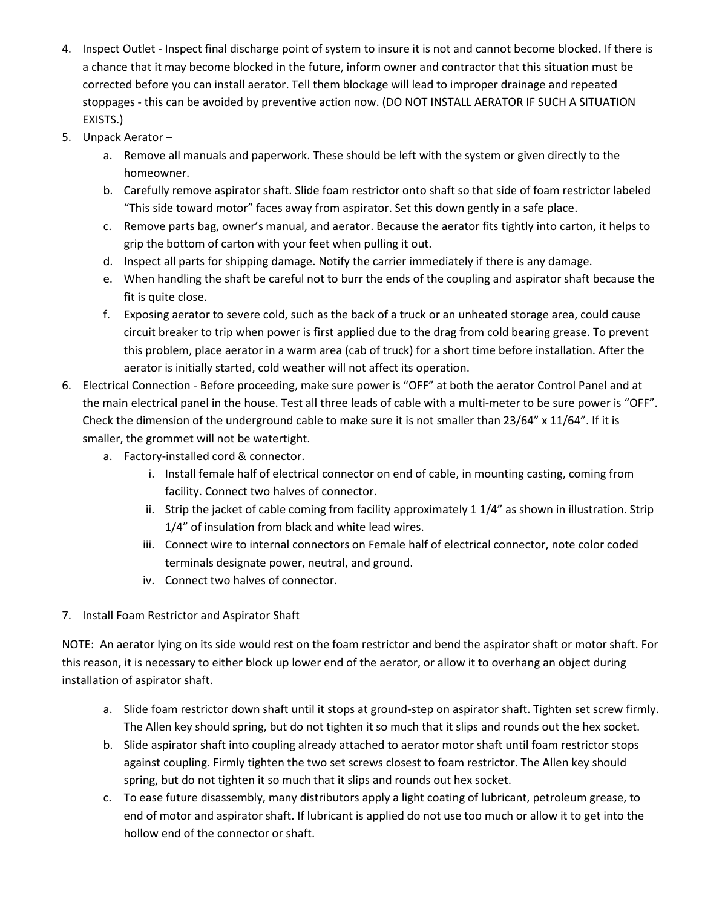4. Inspect Outlet - Inspect final discharge point of system to insure it is not and cannot become blocked. If there is a chance that it may become blocked in the future, inform owner and contractor that this situation must be corrected before you can install aerator. Tell them blockage will lead to improper drainage and repeated stoppages - this can be avoided by preventive action now. (DO NOT INSTALL AERATOR IF SUCH A SITUATION EXISTS.)
5. Unpack Aerator –
   a. Remove all manuals and paperwork. These should be left with the system or given directly to the homeowner.
   b. Carefully remove aspirator shaft. Slide foam restrictor onto shaft so that side of foam restrictor labeled "This side toward motor" faces away from aspirator. Set this down gently in a safe place.
   c. Remove parts bag, owner's manual, and aerator. Because the aerator fits tightly into carton, it helps to grip the bottom of carton with your feet when pulling it out.
   d. Inspect all parts for shipping damage. Notify the carrier immediately if there is any damage.
   e. When handling the shaft be careful not to burr the ends of the coupling and aspirator shaft because the fit is quite close.
   f. Exposing aerator to severe cold, such as the back of a truck or an unheated storage area, could cause circuit breaker to trip when power is first applied due to the drag from cold bearing grease. To prevent this problem, place aerator in a warm area (cab of truck) for a short time before installation. After the aerator is initially started, cold weather will not affect its operation.
6. Electrical Connection - Before proceeding, make sure power is "OFF" at both the aerator Control Panel and at the main electrical panel in the house. Test all three leads of cable with a multi-meter to be sure power is "OFF". Check the dimension of the underground cable to make sure it is not smaller than 23/64" x 11/64". If it is smaller, the grommet will not be watertight.
   a. Factory-installed cord & connector.
      i. Install female half of electrical connector on end of cable, in mounting casting, coming from facility. Connect two halves of connector.
      ii. Strip the jacket of cable coming from facility approximately 1 1/4" as shown in illustration. Strip 1/4" of insulation from black and white lead wires.
      iii. Connect wire to internal connectors on Female half of electrical connector, note color coded terminals designate power, neutral, and ground.
      iv. Connect two halves of connector.

7. Install Foam Restrictor and Aspirator Shaft

NOTE: An aerator lying on its side would rest on the foam restrictor and bend the aspirator shaft or motor shaft. For this reason, it is necessary to either block up lower end of the aerator, or allow it to overhang an object during installation of aspirator shaft.

   a. Slide foam restrictor down shaft until it stops at ground-step on aspirator shaft. Tighten set screw firmly. The Allen key should spring, but do not tighten it so much that it slips and rounds out the hex socket.
   b. Slide aspirator shaft into coupling already attached to aerator motor shaft until foam restrictor stops against coupling. Firmly tighten the two set screws closest to foam restrictor. The Allen key should spring, but do not tighten it so much that it slips and rounds out hex socket.
   c. To ease future disassembly, many distributors apply a light coating of lubricant, petroleum grease, to end of motor and aspirator shaft. If lubricant is applied do not use too much or allow it to get into the hollow end of the connector or shaft.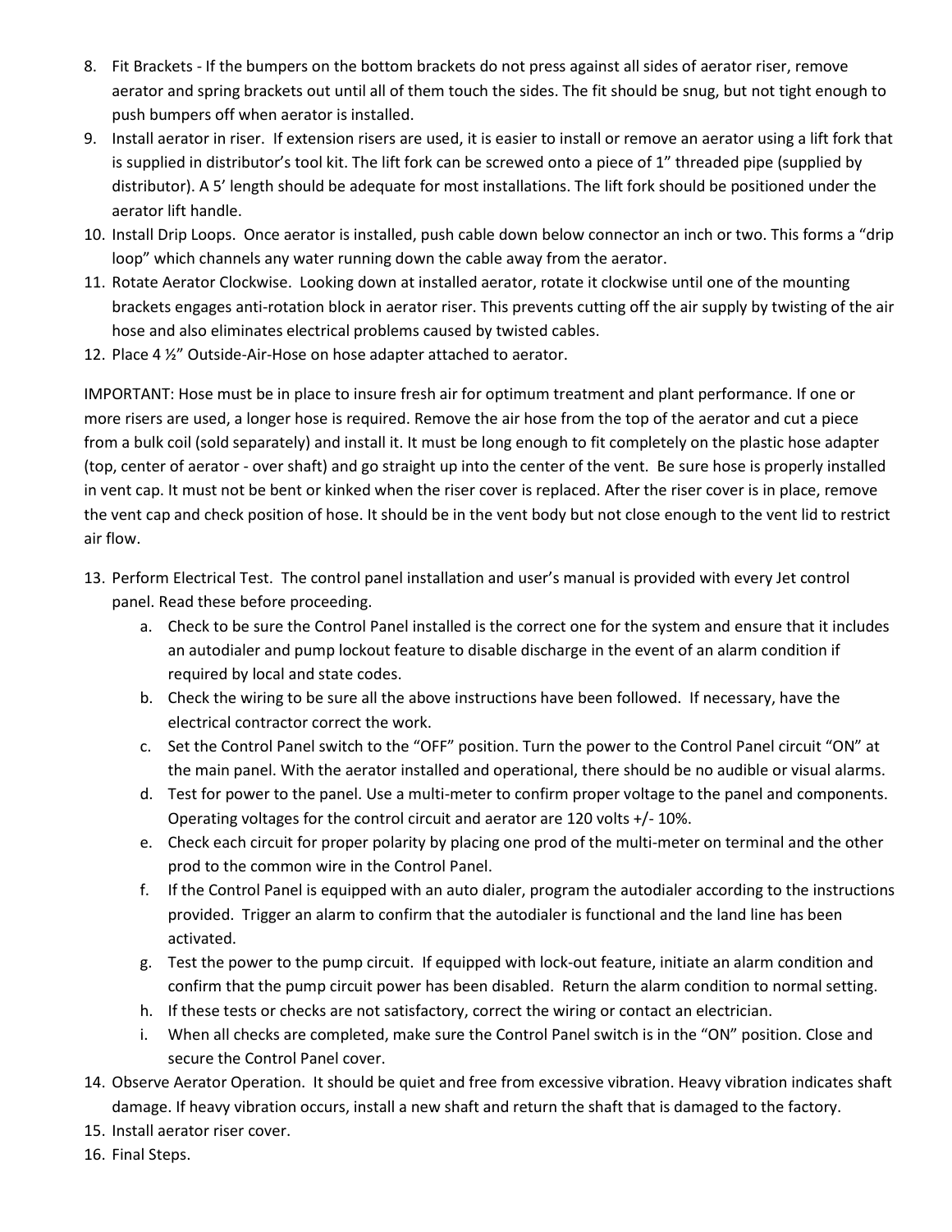8. Fit Brackets - If the bumpers on the bottom brackets do not press against all sides of aerator riser, remove aerator and spring brackets out until all of them touch the sides. The fit should be snug, but not tight enough to push bumpers off when aerator is installed.
9. Install aerator in riser. If extension risers are used, it is easier to install or remove an aerator using a lift fork that is supplied in distributor's tool kit. The lift fork can be screwed onto a piece of 1" threaded pipe (supplied by distributor). A 5' length should be adequate for most installations. The lift fork should be positioned under the aerator lift handle.
10. Install Drip Loops. Once aerator is installed, push cable down below connector an inch or two. This forms a "drip loop" which channels any water running down the cable away from the aerator.
11. Rotate Aerator Clockwise. Looking down at installed aerator, rotate it clockwise until one of the mounting brackets engages anti-rotation block in aerator riser. This prevents cutting off the air supply by twisting of the air hose and also eliminates electrical problems caused by twisted cables.
12. Place 4 ½" Outside-Air-Hose on hose adapter attached to aerator.

IMPORTANT: Hose must be in place to insure fresh air for optimum treatment and plant performance. If one or more risers are used, a longer hose is required. Remove the air hose from the top of the aerator and cut a piece from a bulk coil (sold separately) and install it. It must be long enough to fit completely on the plastic hose adapter (top, center of aerator - over shaft) and go straight up into the center of the vent. Be sure hose is properly installed in vent cap. It must not be bent or kinked when the riser cover is replaced. After the riser cover is in place, remove the vent cap and check position of hose. It should be in the vent body but not close enough to the vent lid to restrict air flow.

13. Perform Electrical Test. The control panel installation and user's manual is provided with every Jet control panel. Read these before proceeding.
    a. Check to be sure the Control Panel installed is the correct one for the system and ensure that it includes an autodialer and pump lockout feature to disable discharge in the event of an alarm condition if required by local and state codes.
    b. Check the wiring to be sure all the above instructions have been followed. If necessary, have the electrical contractor correct the work.
    c. Set the Control Panel switch to the "OFF" position. Turn the power to the Control Panel circuit "ON" at the main panel. With the aerator installed and operational, there should be no audible or visual alarms.
    d. Test for power to the panel. Use a multi-meter to confirm proper voltage to the panel and components. Operating voltages for the control circuit and aerator are 120 volts +/- 10%.
    e. Check each circuit for proper polarity by placing one prod of the multi-meter on terminal and the other prod to the common wire in the Control Panel.
    f. If the Control Panel is equipped with an auto dialer, program the autodialer according to the instructions provided. Trigger an alarm to confirm that the autodialer is functional and the land line has been activated.
    g. Test the power to the pump circuit. If equipped with lock-out feature, initiate an alarm condition and confirm that the pump circuit power has been disabled. Return the alarm condition to normal setting.
    h. If these tests or checks are not satisfactory, correct the wiring or contact an electrician.
    i. When all checks are completed, make sure the Control Panel switch is in the "ON" position. Close and secure the Control Panel cover.
14. Observe Aerator Operation. It should be quiet and free from excessive vibration. Heavy vibration indicates shaft damage. If heavy vibration occurs, install a new shaft and return the shaft that is damaged to the factory.
15. Install aerator riser cover.
16. Final Steps.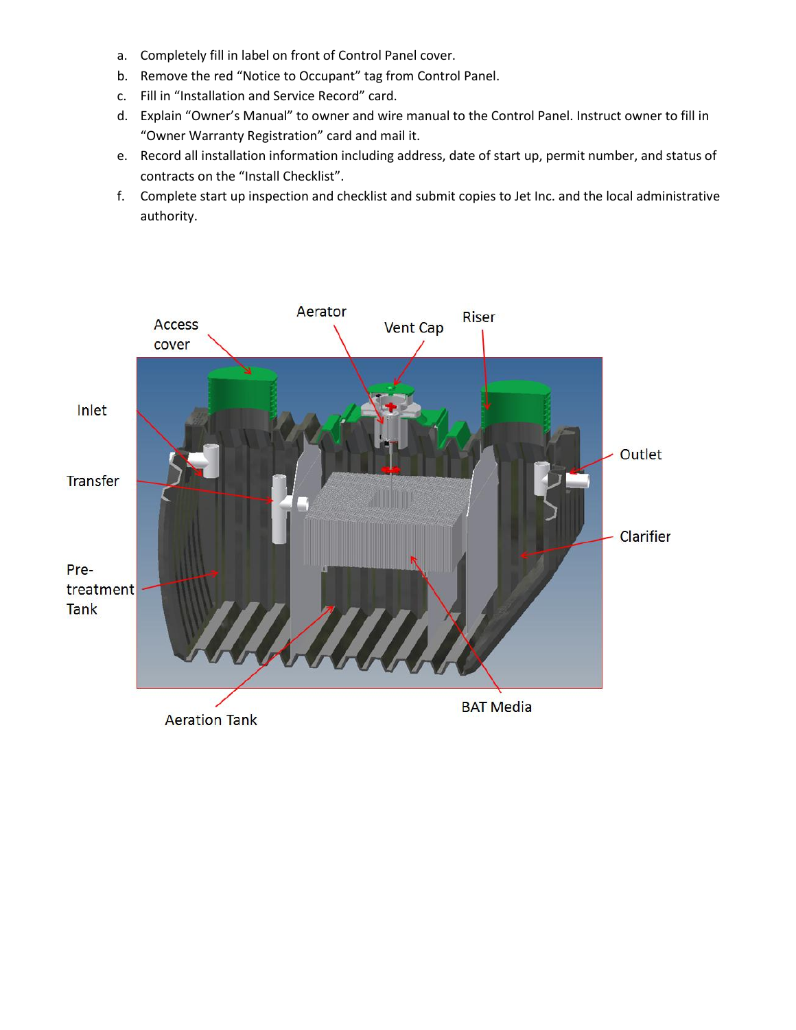a. Completely fill in label on front of Control Panel cover.
b. Remove the red “Notice to Occupant” tag from Control Panel.
c. Fill in “Installation and Service Record” card.
d. Explain “Owner’s Manual” to owner and wire manual to the Control Panel. Instruct owner to fill in “Owner Warranty Registration” card and mail it.
e. Record all installation information including address, date of start up, permit number, and status of contracts on the “Install Checklist”.
f. Complete start up inspection and checklist and submit copies to Jet Inc. and the local administrative authority.

Access cover
Aerator
Vent Cap
Riser
Inlet
Transfer
Outlet
Clarifier
Pre-treatment Tank
Aeration Tank
BAT Media